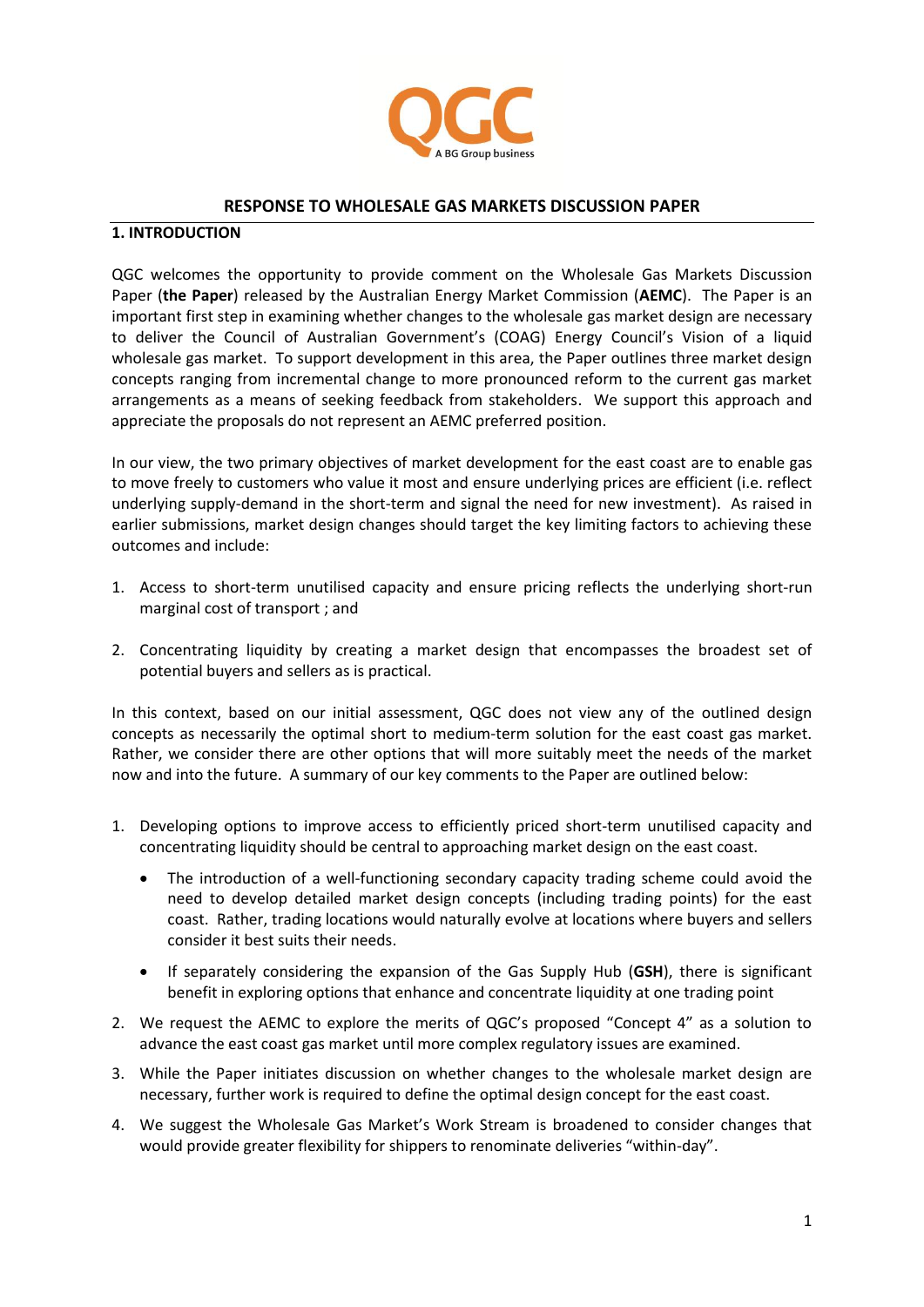# RESPONSE TO WHOLESALE GAS MARKETS DISCUSSION PAPER

## 1. INTRODUCTION

QGC welcomes the opportunity to provide comment on the Wholesale Gas Markets Discussion Paper (**the Paper**) released by the Australian Energy Market Commission (**AEMC**). The Paper is an important first step in examining whether changes to the wholesale gas market design are necessary to deliver the Council of Australian Government's (COAG) Energy Council's Vision of a liquid wholesale gas market. To support development in this area, the Paper outlines three market design concepts ranging from incremental change to more pronounced reform to the current gas market arrangements as a means of seeking feedback from stakeholders. We support this approach and appreciate the proposals do not represent an AEMC preferred position.

In our view, the two primary objectives of market development for the east coast are to enable gas to move freely to customers who value it most and ensure underlying prices are efficient (i.e. reflect underlying supply-demand in the short-term and signal the need for new investment). As raised in earlier submissions, market design changes should target the key limiting factors to achieving these outcomes and include:

1. Access to short-term unutilised capacity and ensure pricing reflects the underlying short-run marginal cost of transport ; and
2. Concentrating liquidity by creating a market design that encompasses the broadest set of potential buyers and sellers as is practical.

In this context, based on our initial assessment, QGC does not view any of the outlined design concepts as necessarily the optimal short to medium-term solution for the east coast gas market. Rather, we consider there are other options that will more suitably meet the needs of the market now and into the future. A summary of our key comments to the Paper are outlined below:

1. Developing options to improve access to efficiently priced short-term unutilised capacity and concentrating liquidity should be central to approaching market design on the east coast.
   - The introduction of a well-functioning secondary capacity trading scheme could avoid the need to develop detailed market design concepts (including trading points) for the east coast. Rather, trading locations would naturally evolve at locations where buyers and sellers consider it best suits their needs.
   - If separately considering the expansion of the Gas Supply Hub (**GSH**), there is significant benefit in exploring options that enhance and concentrate liquidity at one trading point
2. We request the AEMC to explore the merits of QGC's proposed "Concept 4" as a solution to advance the east coast gas market until more complex regulatory issues are examined.
3. While the Paper initiates discussion on whether changes to the wholesale market design are necessary, further work is required to define the optimal design concept for the east coast.
4. We suggest the Wholesale Gas Market's Work Stream is broadened to consider changes that would provide greater flexibility for shippers to renominate deliveries "within-day".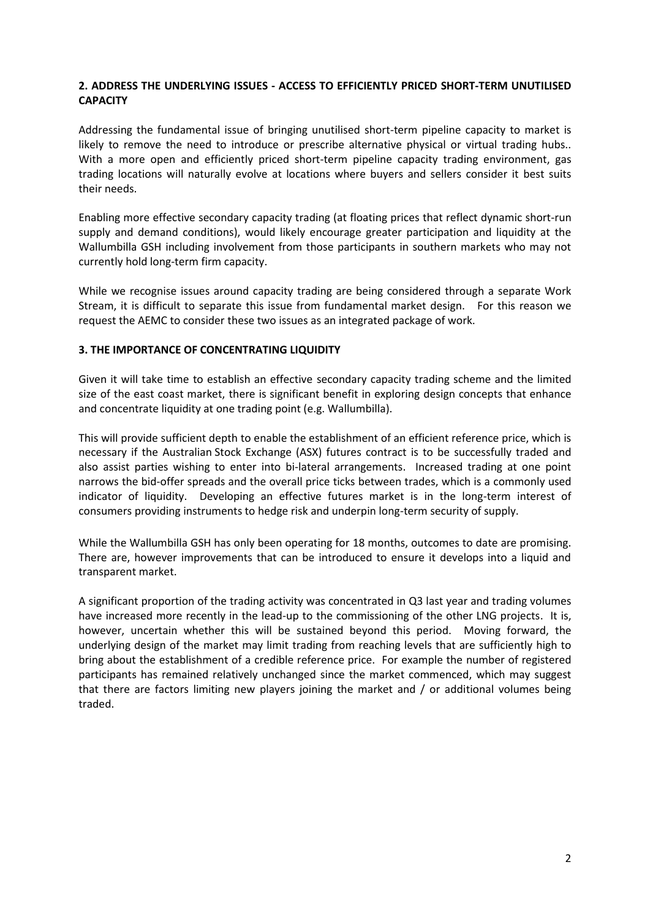**2. ADDRESS THE UNDERLYING ISSUES - ACCESS TO EFFICIENTLY PRICED SHORT-TERM UNUTILISED CAPACITY**

Addressing the fundamental issue of bringing unutilised short-term pipeline capacity to market is likely to remove the need to introduce or prescribe alternative physical or virtual trading hubs.. With a more open and efficiently priced short-term pipeline capacity trading environment, gas trading locations will naturally evolve at locations where buyers and sellers consider it best suits their needs.

Enabling more effective secondary capacity trading (at floating prices that reflect dynamic short-run supply and demand conditions), would likely encourage greater participation and liquidity at the Wallumbilla GSH including involvement from those participants in southern markets who may not currently hold long-term firm capacity.

While we recognise issues around capacity trading are being considered through a separate Work Stream, it is difficult to separate this issue from fundamental market design. For this reason we request the AEMC to consider these two issues as an integrated package of work.

**3. THE IMPORTANCE OF CONCENTRATING LIQUIDITY**

Given it will take time to establish an effective secondary capacity trading scheme and the limited size of the east coast market, there is significant benefit in exploring design concepts that enhance and concentrate liquidity at one trading point (e.g. Wallumbilla).

This will provide sufficient depth to enable the establishment of an efficient reference price, which is necessary if the Australian Stock Exchange (ASX) futures contract is to be successfully traded and also assist parties wishing to enter into bi-lateral arrangements. Increased trading at one point narrows the bid-offer spreads and the overall price ticks between trades, which is a commonly used indicator of liquidity. Developing an effective futures market is in the long-term interest of consumers providing instruments to hedge risk and underpin long-term security of supply.

While the Wallumbilla GSH has only been operating for 18 months, outcomes to date are promising. There are, however improvements that can be introduced to ensure it develops into a liquid and transparent market.

A significant proportion of the trading activity was concentrated in Q3 last year and trading volumes have increased more recently in the lead-up to the commissioning of the other LNG projects. It is, however, uncertain whether this will be sustained beyond this period. Moving forward, the underlying design of the market may limit trading from reaching levels that are sufficiently high to bring about the establishment of a credible reference price. For example the number of registered participants has remained relatively unchanged since the market commenced, which may suggest that there are factors limiting new players joining the market and / or additional volumes being traded.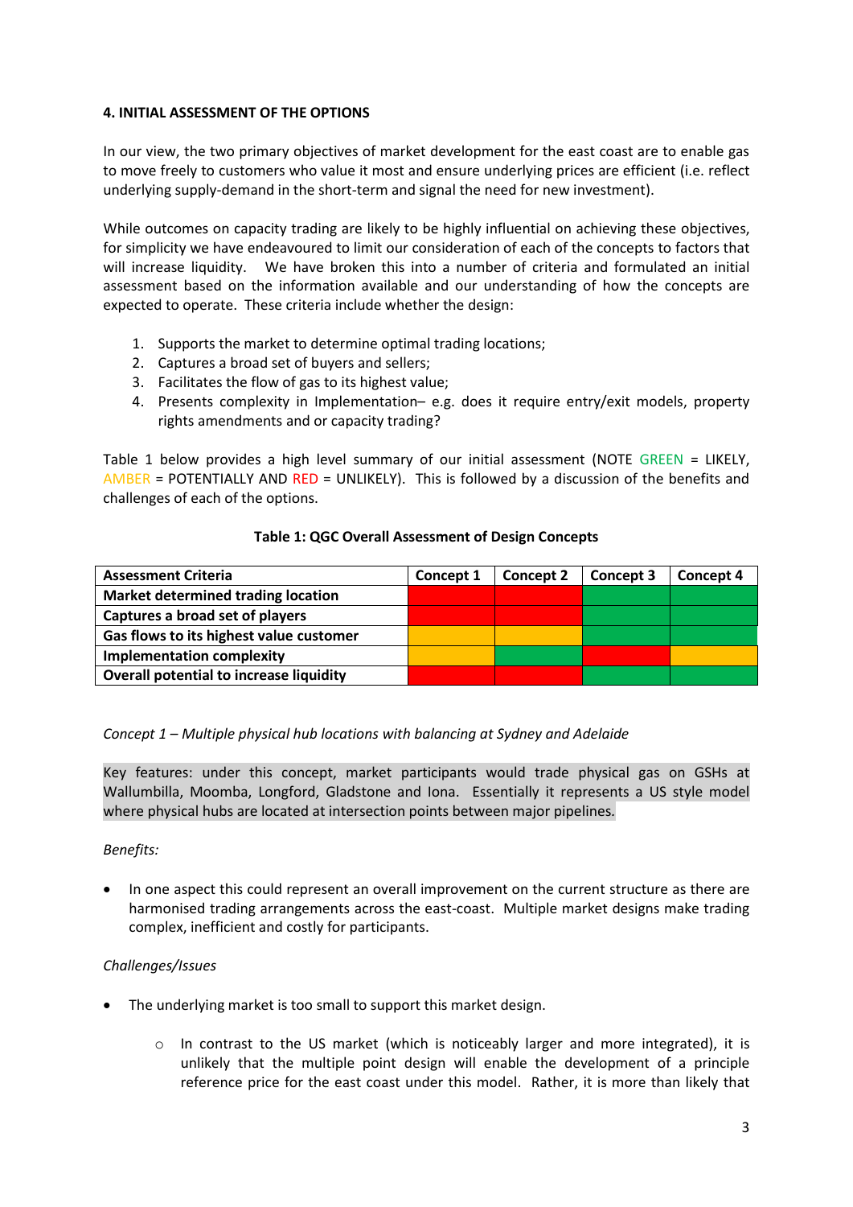**4. INITIAL ASSESSMENT OF THE OPTIONS**

In our view, the two primary objectives of market development for the east coast are to enable gas to move freely to customers who value it most and ensure underlying prices are efficient (i.e. reflect underlying supply-demand in the short-term and signal the need for new investment).

While outcomes on capacity trading are likely to be highly influential on achieving these objectives, for simplicity we have endeavoured to limit our consideration of each of the concepts to factors that will increase liquidity. We have broken this into a number of criteria and formulated an initial assessment based on the information available and our understanding of how the concepts are expected to operate. These criteria include whether the design:

1. Supports the market to determine optimal trading locations;
2. Captures a broad set of buyers and sellers;
3. Facilitates the flow of gas to its highest value;
4. Presents complexity in Implementation– e.g. does it require entry/exit models, property rights amendments and or capacity trading?

Table 1 below provides a high level summary of our initial assessment (NOTE GREEN = LIKELY, AMBER = POTENTIALLY AND RED = UNLIKELY). This is followed by a discussion of the benefits and challenges of each of the options.

**Table 1: QGC Overall Assessment of Design Concepts**

| Assessment Criteria | Concept 1 | Concept 2 | Concept 3 | Concept 4 |
|---|---|---|---|---|
| **Market determined trading location** | RED | RED | GREEN | GREEN |
| **Captures a broad set of players** | RED | RED | GREEN | GREEN |
| **Gas flows to its highest value customer** | AMBER | AMBER | GREEN | GREEN |
| **Implementation complexity** | AMBER | GREEN | RED | AMBER |
| **Overall potential to increase liquidity** | RED | RED | GREEN | GREEN |

*Concept 1 – Multiple physical hub locations with balancing at Sydney and Adelaide*

Key features: under this concept, market participants would trade physical gas on GSHs at Wallumbilla, Moomba, Longford, Gladstone and Iona. Essentially it represents a US style model where physical hubs are located at intersection points between major pipelines.

*Benefits:*

- In one aspect this could represent an overall improvement on the current structure as there are harmonised trading arrangements across the east-coast. Multiple market designs make trading complex, inefficient and costly for participants.

*Challenges/Issues*

- The underlying market is too small to support this market design.
    - In contrast to the US market (which is noticeably larger and more integrated), it is unlikely that the multiple point design will enable the development of a principle reference price for the east coast under this model. Rather, it is more than likely that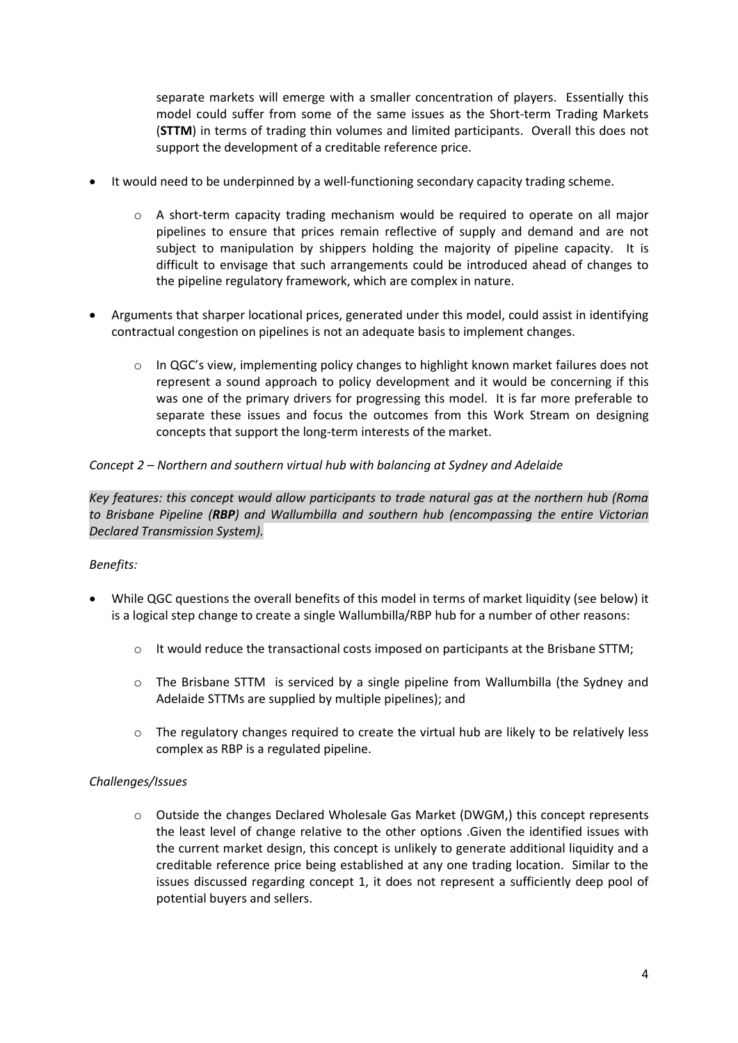separate markets will emerge with a smaller concentration of players. Essentially this model could suffer from some of the same issues as the Short-term Trading Markets (**STTM**) in terms of trading thin volumes and limited participants. Overall this does not support the development of a creditable reference price.

- It would need to be underpinned by a well-functioning secondary capacity trading scheme.
  - A short-term capacity trading mechanism would be required to operate on all major pipelines to ensure that prices remain reflective of supply and demand and are not subject to manipulation by shippers holding the majority of pipeline capacity. It is difficult to envisage that such arrangements could be introduced ahead of changes to the pipeline regulatory framework, which are complex in nature.
- Arguments that sharper locational prices, generated under this model, could assist in identifying contractual congestion on pipelines is not an adequate basis to implement changes.
  - In QGC's view, implementing policy changes to highlight known market failures does not represent a sound approach to policy development and it would be concerning if this was one of the primary drivers for progressing this model. It is far more preferable to separate these issues and focus the outcomes from this Work Stream on designing concepts that support the long-term interests of the market.

*Concept 2 – Northern and southern virtual hub with balancing at Sydney and Adelaide*

*Key features: this concept would allow participants to trade natural gas at the northern hub (Roma to Brisbane Pipeline (**RBP**) and Wallumbilla and southern hub (encompassing the entire Victorian Declared Transmission System).*

*Benefits:*

- While QGC questions the overall benefits of this model in terms of market liquidity (see below) it is a logical step change to create a single Wallumbilla/RBP hub for a number of other reasons:
  - It would reduce the transactional costs imposed on participants at the Brisbane STTM;
  - The Brisbane STTM is serviced by a single pipeline from Wallumbilla (the Sydney and Adelaide STTMs are supplied by multiple pipelines); and
  - The regulatory changes required to create the virtual hub are likely to be relatively less complex as RBP is a regulated pipeline.

*Challenges/Issues*

  - Outside the changes Declared Wholesale Gas Market (DWGM,) this concept represents the least level of change relative to the other options .Given the identified issues with the current market design, this concept is unlikely to generate additional liquidity and a creditable reference price being established at any one trading location. Similar to the issues discussed regarding concept 1, it does not represent a sufficiently deep pool of potential buyers and sellers.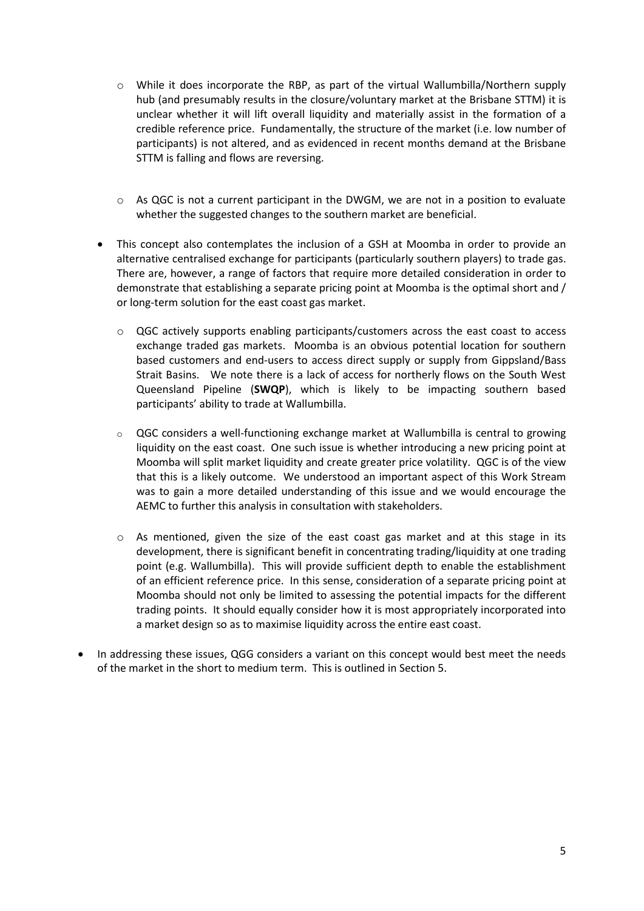- While it does incorporate the RBP, as part of the virtual Wallumbilla/Northern supply hub (and presumably results in the closure/voluntary market at the Brisbane STTM) it is unclear whether it will lift overall liquidity and materially assist in the formation of a credible reference price. Fundamentally, the structure of the market (i.e. low number of participants) is not altered, and as evidenced in recent months demand at the Brisbane STTM is falling and flows are reversing.

  - As QGC is not a current participant in the DWGM, we are not in a position to evaluate whether the suggested changes to the southern market are beneficial.

- This concept also contemplates the inclusion of a GSH at Moomba in order to provide an alternative centralised exchange for participants (particularly southern players) to trade gas. There are, however, a range of factors that require more detailed consideration in order to demonstrate that establishing a separate pricing point at Moomba is the optimal short and / or long-term solution for the east coast gas market.

  - QGC actively supports enabling participants/customers across the east coast to access exchange traded gas markets. Moomba is an obvious potential location for southern based customers and end-users to access direct supply or supply from Gippsland/Bass Strait Basins. We note there is a lack of access for northerly flows on the South West Queensland Pipeline (**SWQP**), which is likely to be impacting southern based participants' ability to trade at Wallumbilla.

  - QGC considers a well-functioning exchange market at Wallumbilla is central to growing liquidity on the east coast. One such issue is whether introducing a new pricing point at Moomba will split market liquidity and create greater price volatility. QGC is of the view that this is a likely outcome. We understood an important aspect of this Work Stream was to gain a more detailed understanding of this issue and we would encourage the AEMC to further this analysis in consultation with stakeholders.

  - As mentioned, given the size of the east coast gas market and at this stage in its development, there is significant benefit in concentrating trading/liquidity at one trading point (e.g. Wallumbilla). This will provide sufficient depth to enable the establishment of an efficient reference price. In this sense, consideration of a separate pricing point at Moomba should not only be limited to assessing the potential impacts for the different trading points. It should equally consider how it is most appropriately incorporated into a market design so as to maximise liquidity across the entire east coast.

- In addressing these issues, QGG considers a variant on this concept would best meet the needs of the market in the short to medium term. This is outlined in Section 5.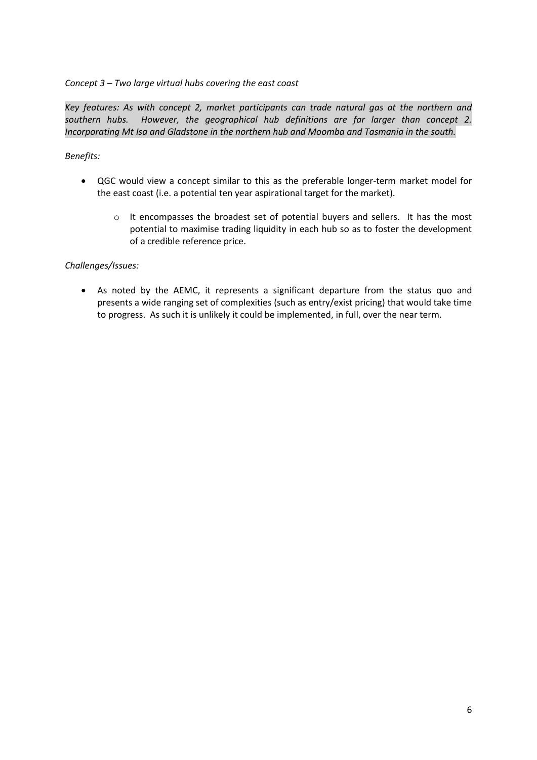*Concept 3 – Two large virtual hubs covering the east coast*

*Key features: As with concept 2, market participants can trade natural gas at the northern and southern hubs. However, the geographical hub definitions are far larger than concept 2. Incorporating Mt Isa and Gladstone in the northern hub and Moomba and Tasmania in the south.*

*Benefits:*

- QGC would view a concept similar to this as the preferable longer-term market model for the east coast (i.e. a potential ten year aspirational target for the market).
  - It encompasses the broadest set of potential buyers and sellers. It has the most potential to maximise trading liquidity in each hub so as to foster the development of a credible reference price.

*Challenges/Issues:*

- As noted by the AEMC, it represents a significant departure from the status quo and presents a wide ranging set of complexities (such as entry/exist pricing) that would take time to progress. As such it is unlikely it could be implemented, in full, over the near term.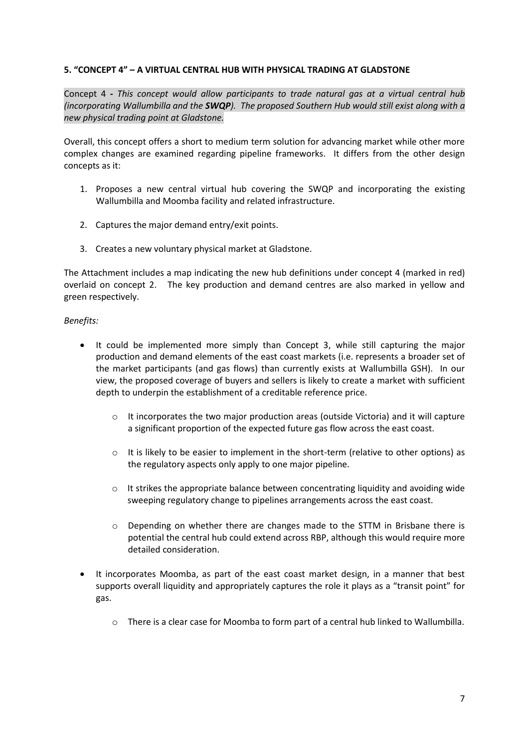### 5. "CONCEPT 4" – A VIRTUAL CENTRAL HUB WITH PHYSICAL TRADING AT GLADSTONE

Concept 4 - *This concept would allow participants to trade natural gas at a virtual central hub (incorporating Wallumbilla and the **SWQP**). The proposed Southern Hub would still exist along with a new physical trading point at Gladstone.*

Overall, this concept offers a short to medium term solution for advancing market while other more complex changes are examined regarding pipeline frameworks. It differs from the other design concepts as it:

1. Proposes a new central virtual hub covering the SWQP and incorporating the existing Wallumbilla and Moomba facility and related infrastructure.
2. Captures the major demand entry/exit points.
3. Creates a new voluntary physical market at Gladstone.

The Attachment includes a map indicating the new hub definitions under concept 4 (marked in red) overlaid on concept 2. The key production and demand centres are also marked in yellow and green respectively.

*Benefits:*

- It could be implemented more simply than Concept 3, while still capturing the major production and demand elements of the east coast markets (i.e. represents a broader set of the market participants (and gas flows) than currently exists at Wallumbilla GSH). In our view, the proposed coverage of buyers and sellers is likely to create a market with sufficient depth to underpin the establishment of a creditable reference price.
    - It incorporates the two major production areas (outside Victoria) and it will capture a significant proportion of the expected future gas flow across the east coast.
    - It is likely to be easier to implement in the short-term (relative to other options) as the regulatory aspects only apply to one major pipeline.
    - It strikes the appropriate balance between concentrating liquidity and avoiding wide sweeping regulatory change to pipelines arrangements across the east coast.
    - Depending on whether there are changes made to the STTM in Brisbane there is potential the central hub could extend across RBP, although this would require more detailed consideration.
- It incorporates Moomba, as part of the east coast market design, in a manner that best supports overall liquidity and appropriately captures the role it plays as a "transit point" for gas.
    - There is a clear case for Moomba to form part of a central hub linked to Wallumbilla.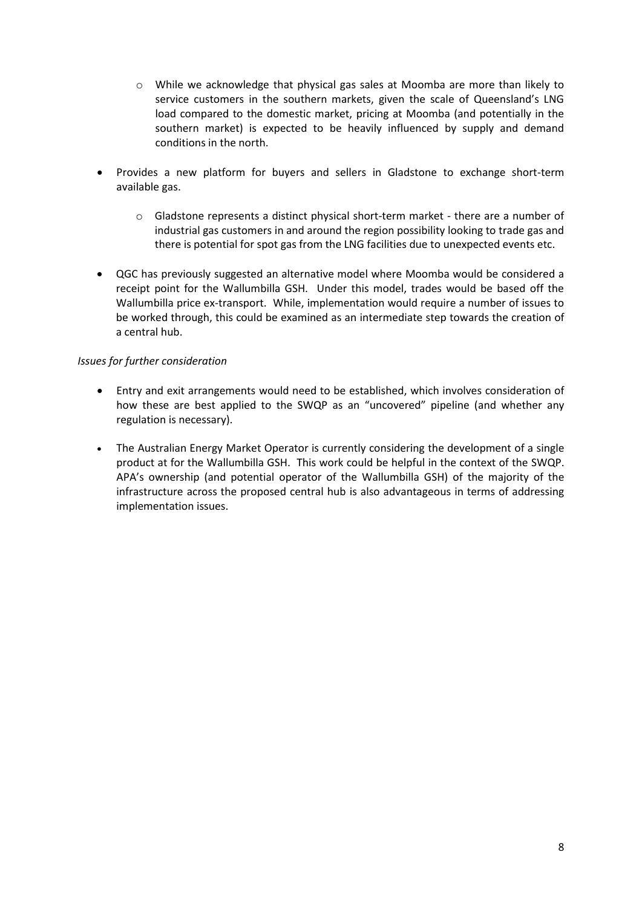- While we acknowledge that physical gas sales at Moomba are more than likely to service customers in the southern markets, given the scale of Queensland's LNG load compared to the domestic market, pricing at Moomba (and potentially in the southern market) is expected to be heavily influenced by supply and demand conditions in the north.

- Provides a new platform for buyers and sellers in Gladstone to exchange short-term available gas.
    - Gladstone represents a distinct physical short-term market - there are a number of industrial gas customers in and around the region possibility looking to trade gas and there is potential for spot gas from the LNG facilities due to unexpected events etc.

- QGC has previously suggested an alternative model where Moomba would be considered a receipt point for the Wallumbilla GSH. Under this model, trades would be based off the Wallumbilla price ex-transport. While, implementation would require a number of issues to be worked through, this could be examined as an intermediate step towards the creation of a central hub.

*Issues for further consideration*

- Entry and exit arrangements would need to be established, which involves consideration of how these are best applied to the SWQP as an "uncovered" pipeline (and whether any regulation is necessary).

- The Australian Energy Market Operator is currently considering the development of a single product at for the Wallumbilla GSH. This work could be helpful in the context of the SWQP. APA's ownership (and potential operator of the Wallumbilla GSH) of the majority of the infrastructure across the proposed central hub is also advantageous in terms of addressing implementation issues.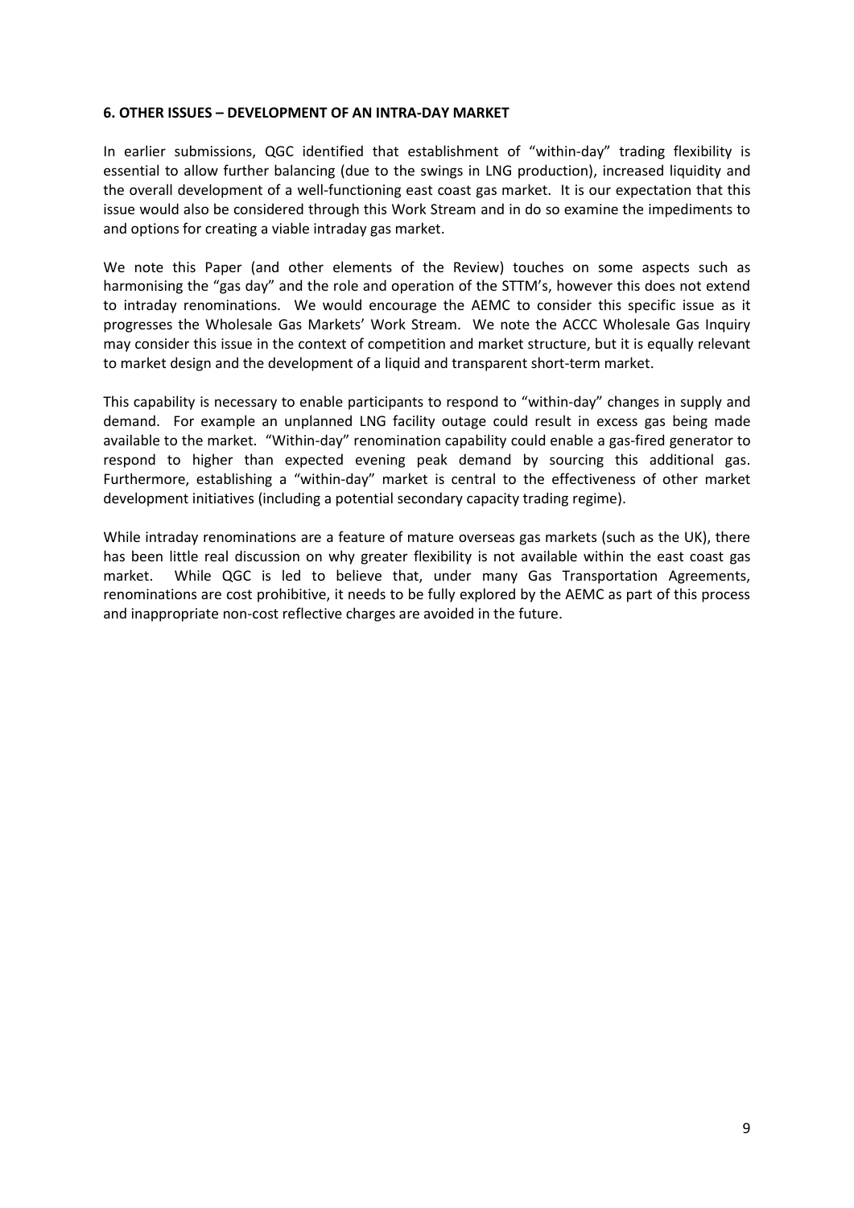**6. OTHER ISSUES – DEVELOPMENT OF AN INTRA-DAY MARKET**

In earlier submissions, QGC identified that establishment of "within-day" trading flexibility is essential to allow further balancing (due to the swings in LNG production), increased liquidity and the overall development of a well-functioning east coast gas market. It is our expectation that this issue would also be considered through this Work Stream and in do so examine the impediments to and options for creating a viable intraday gas market.

We note this Paper (and other elements of the Review) touches on some aspects such as harmonising the "gas day" and the role and operation of the STTM's, however this does not extend to intraday renominations. We would encourage the AEMC to consider this specific issue as it progresses the Wholesale Gas Markets' Work Stream. We note the ACCC Wholesale Gas Inquiry may consider this issue in the context of competition and market structure, but it is equally relevant to market design and the development of a liquid and transparent short-term market.

This capability is necessary to enable participants to respond to "within-day" changes in supply and demand. For example an unplanned LNG facility outage could result in excess gas being made available to the market. "Within-day" renomination capability could enable a gas-fired generator to respond to higher than expected evening peak demand by sourcing this additional gas. Furthermore, establishing a "within-day" market is central to the effectiveness of other market development initiatives (including a potential secondary capacity trading regime).

While intraday renominations are a feature of mature overseas gas markets (such as the UK), there has been little real discussion on why greater flexibility is not available within the east coast gas market. While QGC is led to believe that, under many Gas Transportation Agreements, renominations are cost prohibitive, it needs to be fully explored by the AEMC as part of this process and inappropriate non-cost reflective charges are avoided in the future.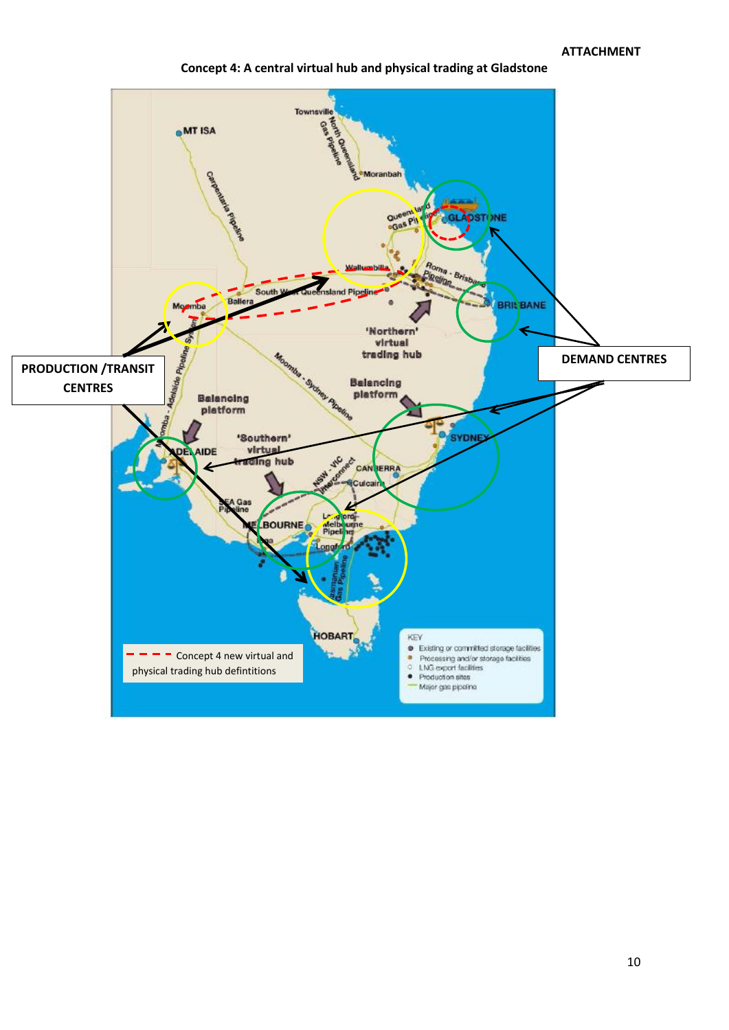ATTACHMENT

**Concept 4: A central virtual hub and physical trading at Gladstone**

Townsville

MT ISA

North Queensland Gas Pipeline

Moranbah

Carpentaria Pipeline

Queensland Gas Pipeline

GLADSTONE

Wallumbilla

Roma - Brisbane Pipeline

South West Queensland Pipeline

Moomba

Ballera

BRISBANE

'Northern' virtual trading hub

PRODUCTION /TRANSIT CENTRES

DEMAND CENTRES

Moomba - Adelaide Pipeline System

Moomba - Sydney Pipeline

Balancing platform

Balancing platform

SYDNEY

'Southern' virtual trading hub

ADELAIDE

NSW - VIC Interconnect

CANBERRA

Culcairn

SEA Gas Pipeline

MELBOURNE

Longford-Melbourne Pipeline

Iona

Longford

Tasmanian Gas Pipeline

HOBART

Concept 4 new virtual and physical trading hub defintitions

KEY

Existing or committed storage facilities

Processing and/or storage facilities

LNG export facilities

Production sites

Major gas pipeline